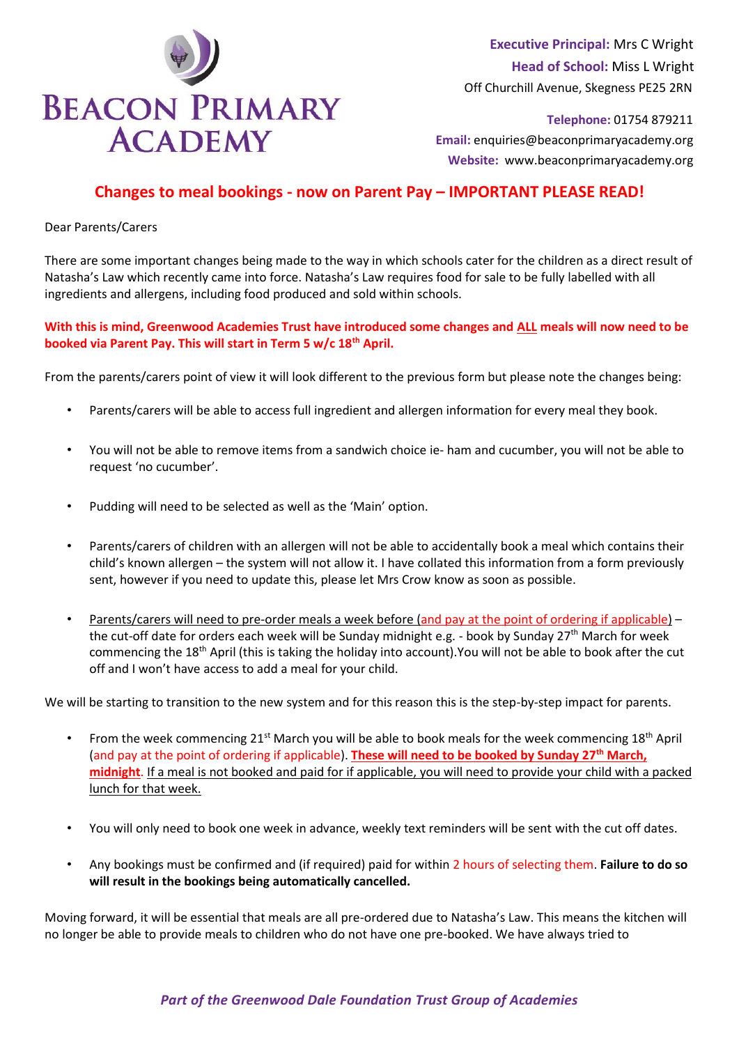# BEACON PRIMARY ACADEMY

**Executive Principal:** Mrs C Wright
**Head of School:** Miss L Wright
Off Churchill Avenue, Skegness PE25 2RN

**Telephone:** 01754 879211
**Email:** enquiries@beaconprimaryacademy.org
**Website:** www.beaconprimaryacademy.org

## Changes to meal bookings - now on Parent Pay – IMPORTANT PLEASE READ!

Dear Parents/Carers

There are some important changes being made to the way in which schools cater for the children as a direct result of Natasha's Law which recently came into force. Natasha's Law requires food for sale to be fully labelled with all ingredients and allergens, including food produced and sold within schools.

**With this is mind, Greenwood Academies Trust have introduced some changes and ALL meals will now need to be booked via Parent Pay. This will start in Term 5 w/c 18th April.**

From the parents/carers point of view it will look different to the previous form but please note the changes being:

- Parents/carers will be able to access full ingredient and allergen information for every meal they book.
- You will not be able to remove items from a sandwich choice ie- ham and cucumber, you will not be able to request 'no cucumber'.
- Pudding will need to be selected as well as the 'Main' option.
- Parents/carers of children with an allergen will not be able to accidentally book a meal which contains their child's known allergen – the system will not allow it. I have collated this information from a form previously sent, however if you need to update this, please let Mrs Crow know as soon as possible.
- Parents/carers will need to pre-order meals a week before (and pay at the point of ordering if applicable) – the cut-off date for orders each week will be Sunday midnight e.g. - book by Sunday 27th March for week commencing the 18th April (this is taking the holiday into account).You will not be able to book after the cut off and I won't have access to add a meal for your child.

We will be starting to transition to the new system and for this reason this is the step-by-step impact for parents.

- From the week commencing 21st March you will be able to book meals for the week commencing 18th April (and pay at the point of ordering if applicable). **These will need to be booked by Sunday 27th March, midnight**. If a meal is not booked and paid for if applicable, you will need to provide your child with a packed lunch for that week.
- You will only need to book one week in advance, weekly text reminders will be sent with the cut off dates.
- Any bookings must be confirmed and (if required) paid for within 2 hours of selecting them. **Failure to do so will result in the bookings being automatically cancelled.**

Moving forward, it will be essential that meals are all pre-ordered due to Natasha's Law. This means the kitchen will no longer be able to provide meals to children who do not have one pre-booked. We have always tried to

*Part of the Greenwood Dale Foundation Trust Group of Academies*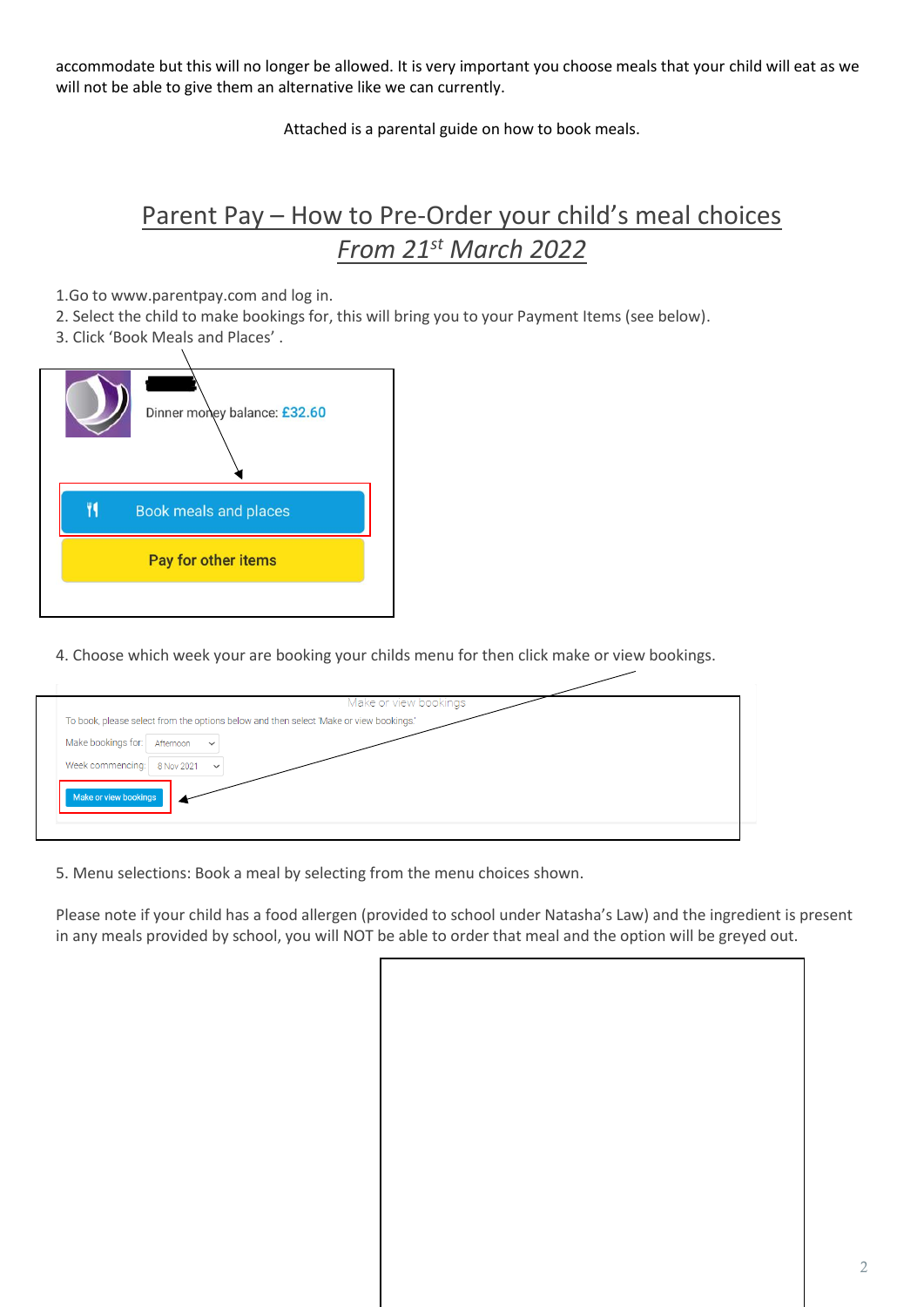accommodate but this will no longer be allowed. It is very important you choose meals that your child will eat as we will not be able to give them an alternative like we can currently.

Attached is a parental guide on how to book meals.

# Parent Pay – How to Pre-Order your child's meal choices

## *From 21st March 2022*

1.Go to www.parentpay.com and log in.
2. Select the child to make bookings for, this will bring you to your Payment Items (see below).
3. Click 'Book Meals and Places' .

Dinner money balance: £32.60

Book meals and places

Pay for other items

4. Choose which week your are booking your childs menu for then click make or view bookings.

Make or view bookings

To book, please select from the options below and then select 'Make or view bookings.'

Make bookings for: Afternoon

Week commencing: 8 Nov 2021

Make or view bookings

5. Menu selections: Book a meal by selecting from the menu choices shown.

Please note if your child has a food allergen (provided to school under Natasha's Law) and the ingredient is present in any meals provided by school, you will NOT be able to order that meal and the option will be greyed out.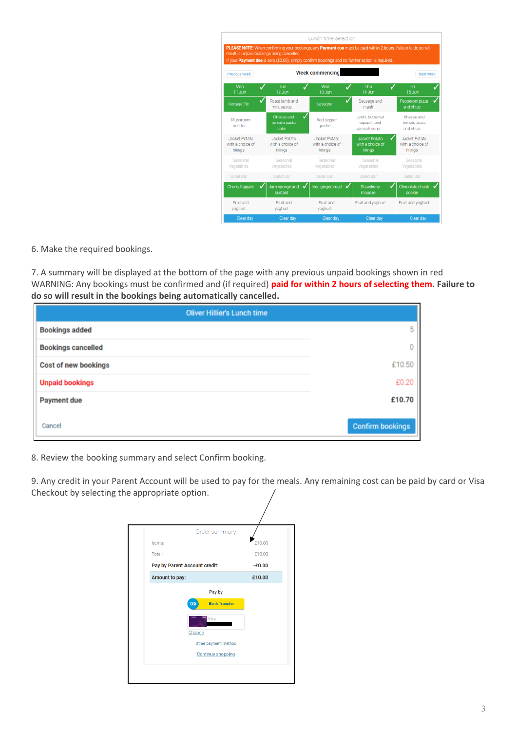Lunch time selection

PLEASE NOTE: When confirming your bookings, any Payment due must be paid within 2 hours. Failure to do so will result in unpaid bookings being cancelled.
If your Payment due is zero (£0.00), simply confirm bookings and no further action is required.

Previous week | Week commencing | Next week

| Mon 11 Jun | Tue 12 Jun | Wed 13 Jun | Thu 14 Jun | Fri 15 Jun |
|---|---|---|---|---|
| Cottage Pie | Roast lamb and mint sauce | Lasagne | Sausage and mash | Pepperoni pizza and chips |
| Mushroom risotto | Cheese and tomato pasta bake | Red pepper quiche | Lentil, butternut squash, and spinach curry | Cheese and tomato pizza and chips |
| Jacket Potato with a choice of fillings | Jacket Potato with a choice of fillings | Jacket Potato with a choice of fillings | Jacket Potato with a choice of fillings | Jacket Potato with a choice of fillings |
| Seasonal Vegetables | Seasonal Vegetables | Seasonal Vegetables | Seasonal Vegetables | Seasonal Vegetables |
| Salad Bar | Salad Bar | Salad Bar | Salad Bar | Salad Bar |
| Cherry flapjack | Jam sponge and custard | Iced gingerbread | Strawberry mousse | Chocolate chunk cookie |
| Fruit and yoghurt | Fruit and yoghurt | Fruit and yoghurt | Fruit and yoghurt | Fruit and yoghurt |
| Clear day | Clear day | Clear day | Clear day | Clear day |

6. Make the required bookings.

7. A summary will be displayed at the bottom of the page with any previous unpaid bookings shown in red
WARNING: Any bookings must be confirmed and (if required) **paid for within 2 hours of selecting them**. **Failure to do so will result in the bookings being automatically cancelled.**

| Oliver Hillier's Lunch time | |
|---|---|
| **Bookings added** | 5 |
| **Bookings cancelled** | 0 |
| **Cost of new bookings** | £10.50 |
| **Unpaid bookings** | £0.20 |
| **Payment due** | **£10.70** |

Cancel | Confirm bookings

8. Review the booking summary and select Confirm booking.

9. Any credit in your Parent Account will be used to pay for the meals. Any remaining cost can be paid by card or Visa Checkout by selecting the appropriate option.

Order summary

| | |
|---|---|
| Items: | £10.00 |
| Total: | £10.00 |
| **Pay by Parent Account credit:** | **-£0.00** |
| **Amount to pay:** | **£10.00** |

Pay by

Bank Transfer

Visa

Change

Other payment method

Continue shopping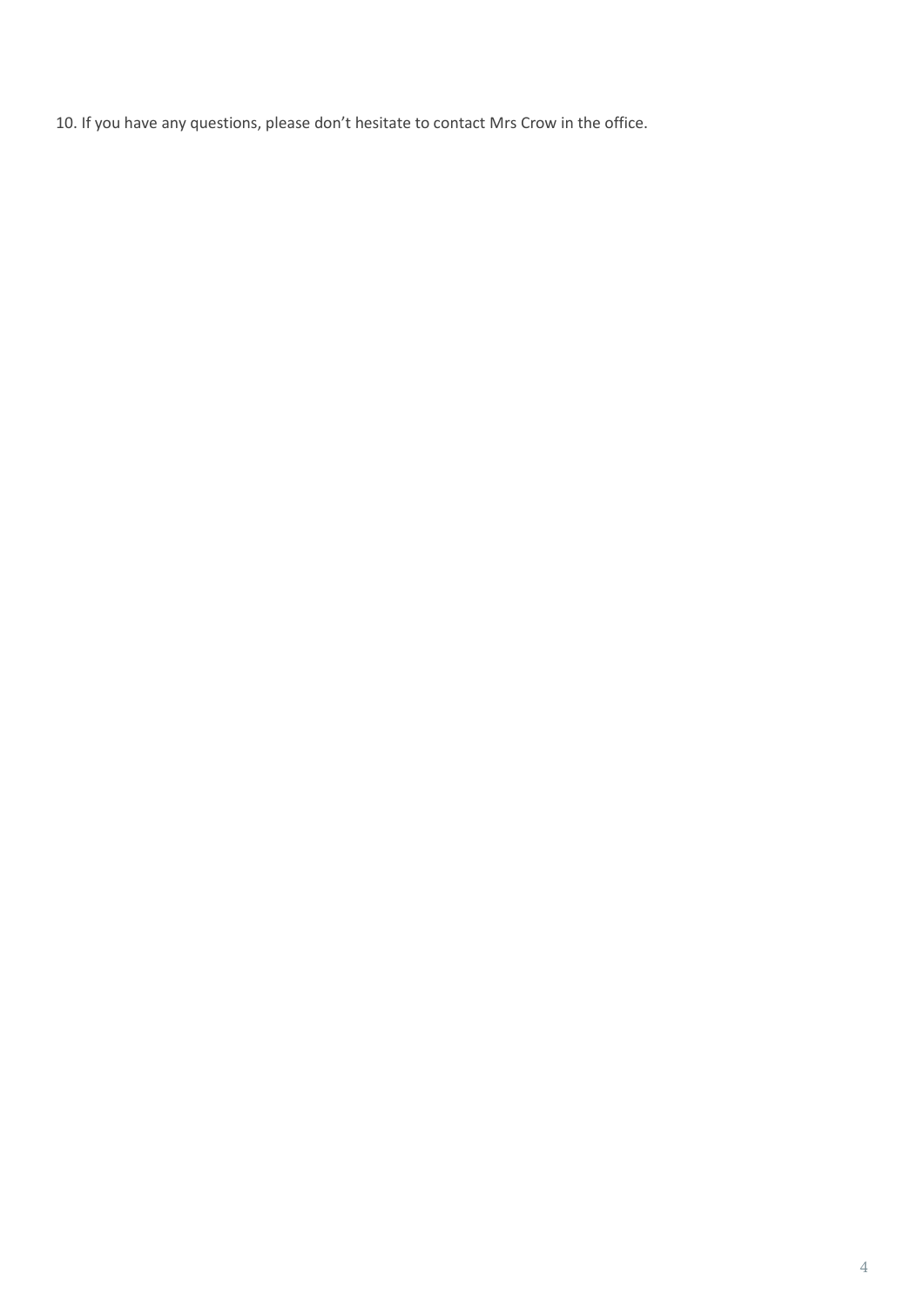10. If you have any questions, please don’t hesitate to contact Mrs Crow in the office.